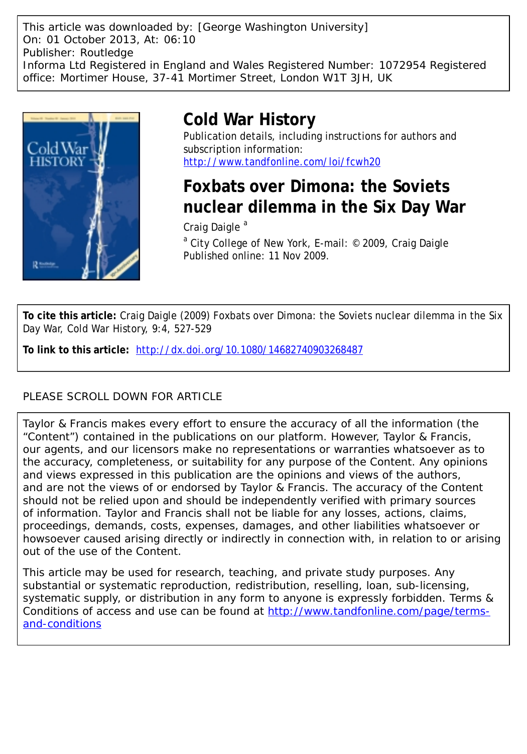This article was downloaded by: [George Washington University]
On: 01 October 2013, At: 06:10
Publisher: Routledge
Informa Ltd Registered in England and Wales Registered Number: 1072954 Registered office: Mortimer House, 37-41 Mortimer Street, London W1T 3JH, UK

# Cold War History

Publication details, including instructions for authors and subscription information:
http://www.tandfonline.com/loi/fcwh20

# Foxbats over Dimona: the Soviets nuclear dilemma in the Six Day War

Craig Daigle [a]

[a] City College of New York, E-mail: © 2009, Craig Daigle
Published online: 11 Nov 2009.

**To cite this article:** Craig Daigle (2009) Foxbats over Dimona: the Soviets nuclear dilemma in the Six Day War, Cold War History, 9:4, 527-529

**To link to this article:** http://dx.doi.org/10.1080/14682740903268487

PLEASE SCROLL DOWN FOR ARTICLE

Taylor & Francis makes every effort to ensure the accuracy of all the information (the “Content”) contained in the publications on our platform. However, Taylor & Francis, our agents, and our licensors make no representations or warranties whatsoever as to the accuracy, completeness, or suitability for any purpose of the Content. Any opinions and views expressed in this publication are the opinions and views of the authors, and are not the views of or endorsed by Taylor & Francis. The accuracy of the Content should not be relied upon and should be independently verified with primary sources of information. Taylor and Francis shall not be liable for any losses, actions, claims, proceedings, demands, costs, expenses, damages, and other liabilities whatsoever or howsoever caused arising directly or indirectly in connection with, in relation to or arising out of the use of the Content.

This article may be used for research, teaching, and private study purposes. Any substantial or systematic reproduction, redistribution, reselling, loan, sub-licensing, systematic supply, or distribution in any form to anyone is expressly forbidden. Terms & Conditions of access and use can be found at http://www.tandfonline.com/page/terms-and-conditions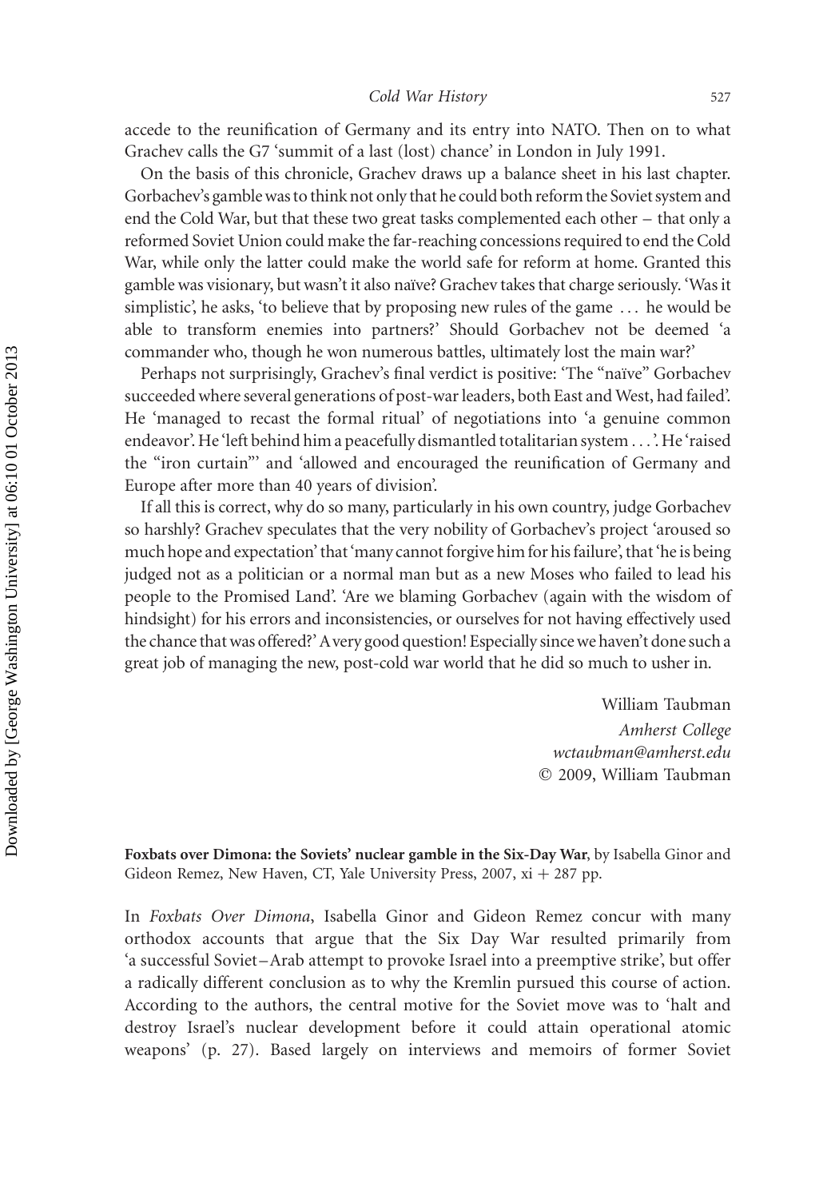accede to the reunification of Germany and its entry into NATO. Then on to what Grachev calls the G7 'summit of a last (lost) chance' in London in July 1991.

On the basis of this chronicle, Grachev draws up a balance sheet in his last chapter. Gorbachev's gamble was to think not only that he could both reform the Soviet system and end the Cold War, but that these two great tasks complemented each other – that only a reformed Soviet Union could make the far-reaching concessions required to end the Cold War, while only the latter could make the world safe for reform at home. Granted this gamble was visionary, but wasn't it also naïve? Grachev takes that charge seriously. 'Was it simplistic', he asks, 'to believe that by proposing new rules of the game ... he would be able to transform enemies into partners?' Should Gorbachev not be deemed 'a commander who, though he won numerous battles, ultimately lost the main war?'

Perhaps not surprisingly, Grachev's final verdict is positive: 'The "naïve" Gorbachev succeeded where several generations of post-war leaders, both East and West, had failed'. He 'managed to recast the formal ritual' of negotiations into 'a genuine common endeavor'. He 'left behind him a peacefully dismantled totalitarian system ...'. He 'raised the "iron curtain"' and 'allowed and encouraged the reunification of Germany and Europe after more than 40 years of division'.

If all this is correct, why do so many, particularly in his own country, judge Gorbachev so harshly? Grachev speculates that the very nobility of Gorbachev's project 'aroused so much hope and expectation' that 'many cannot forgive him for his failure', that 'he is being judged not as a politician or a normal man but as a new Moses who failed to lead his people to the Promised Land'. 'Are we blaming Gorbachev (again with the wisdom of hindsight) for his errors and inconsistencies, or ourselves for not having effectively used the chance that was offered?' A very good question! Especially since we haven't done such a great job of managing the new, post-cold war world that he did so much to usher in.

William Taubman
*Amherst College*
*wctaubman@amherst.edu*
© 2009, William Taubman

**Foxbats over Dimona: the Soviets' nuclear gamble in the Six-Day War**, by Isabella Ginor and Gideon Remez, New Haven, CT, Yale University Press, 2007, xi + 287 pp.

In *Foxbats Over Dimona*, Isabella Ginor and Gideon Remez concur with many orthodox accounts that argue that the Six Day War resulted primarily from 'a successful Soviet–Arab attempt to provoke Israel into a preemptive strike', but offer a radically different conclusion as to why the Kremlin pursued this course of action. According to the authors, the central motive for the Soviet move was to 'halt and destroy Israel's nuclear development before it could attain operational atomic weapons' (p. 27). Based largely on interviews and memoirs of former Soviet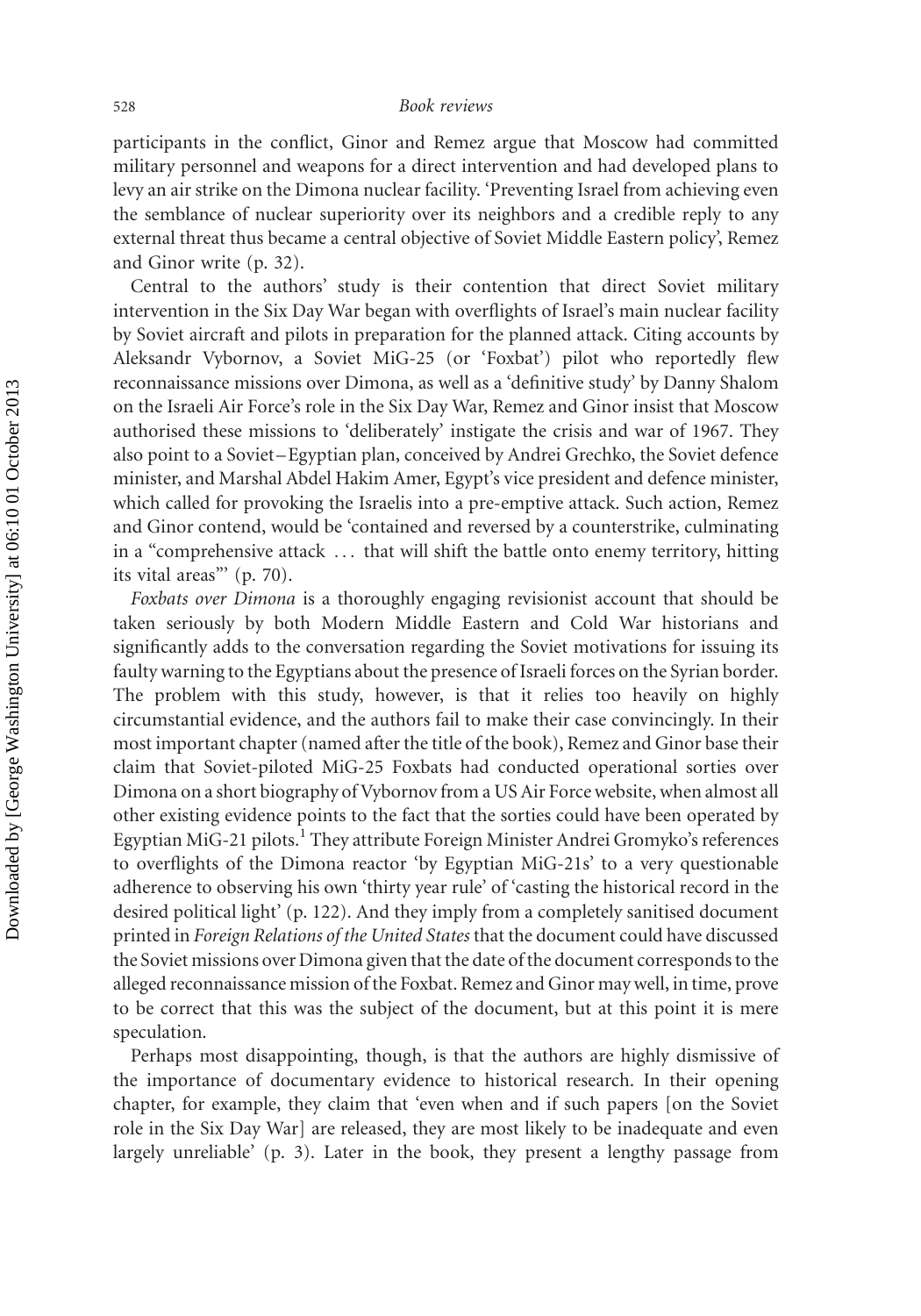participants in the conflict, Ginor and Remez argue that Moscow had committed military personnel and weapons for a direct intervention and had developed plans to levy an air strike on the Dimona nuclear facility. 'Preventing Israel from achieving even the semblance of nuclear superiority over its neighbors and a credible reply to any external threat thus became a central objective of Soviet Middle Eastern policy', Remez and Ginor write (p. 32).

Central to the authors' study is their contention that direct Soviet military intervention in the Six Day War began with overflights of Israel's main nuclear facility by Soviet aircraft and pilots in preparation for the planned attack. Citing accounts by Aleksandr Vybornov, a Soviet MiG-25 (or 'Foxbat') pilot who reportedly flew reconnaissance missions over Dimona, as well as a 'definitive study' by Danny Shalom on the Israeli Air Force's role in the Six Day War, Remez and Ginor insist that Moscow authorised these missions to 'deliberately' instigate the crisis and war of 1967. They also point to a Soviet–Egyptian plan, conceived by Andrei Grechko, the Soviet defence minister, and Marshal Abdel Hakim Amer, Egypt's vice president and defence minister, which called for provoking the Israelis into a pre-emptive attack. Such action, Remez and Ginor contend, would be 'contained and reversed by a counterstrike, culminating in a "comprehensive attack … that will shift the battle onto enemy territory, hitting its vital areas"' (p. 70).

*Foxbats over Dimona* is a thoroughly engaging revisionist account that should be taken seriously by both Modern Middle Eastern and Cold War historians and significantly adds to the conversation regarding the Soviet motivations for issuing its faulty warning to the Egyptians about the presence of Israeli forces on the Syrian border. The problem with this study, however, is that it relies too heavily on highly circumstantial evidence, and the authors fail to make their case convincingly. In their most important chapter (named after the title of the book), Remez and Ginor base their claim that Soviet-piloted MiG-25 Foxbats had conducted operational sorties over Dimona on a short biography of Vybornov from a US Air Force website, when almost all other existing evidence points to the fact that the sorties could have been operated by Egyptian MiG-21 pilots.[1] They attribute Foreign Minister Andrei Gromyko's references to overflights of the Dimona reactor 'by Egyptian MiG-21s' to a very questionable adherence to observing his own 'thirty year rule' of 'casting the historical record in the desired political light' (p. 122). And they imply from a completely sanitised document printed in *Foreign Relations of the United States* that the document could have discussed the Soviet missions over Dimona given that the date of the document corresponds to the alleged reconnaissance mission of the Foxbat. Remez and Ginor may well, in time, prove to be correct that this was the subject of the document, but at this point it is mere speculation.

Perhaps most disappointing, though, is that the authors are highly dismissive of the importance of documentary evidence to historical research. In their opening chapter, for example, they claim that 'even when and if such papers [on the Soviet role in the Six Day War] are released, they are most likely to be inadequate and even largely unreliable' (p. 3). Later in the book, they present a lengthy passage from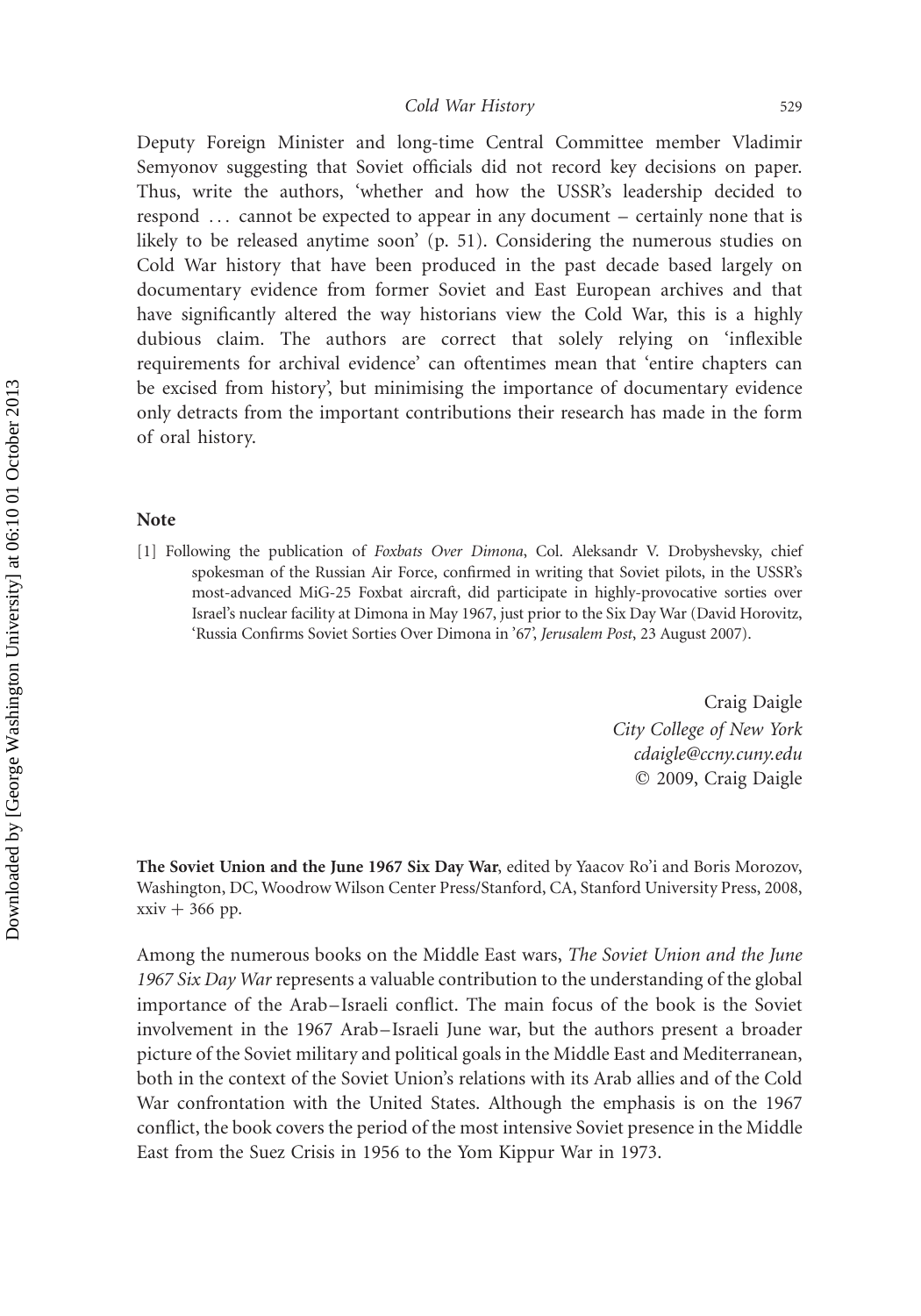Deputy Foreign Minister and long-time Central Committee member Vladimir Semyonov suggesting that Soviet officials did not record key decisions on paper. Thus, write the authors, 'whether and how the USSR's leadership decided to respond ... cannot be expected to appear in any document – certainly none that is likely to be released anytime soon' (p. 51). Considering the numerous studies on Cold War history that have been produced in the past decade based largely on documentary evidence from former Soviet and East European archives and that have significantly altered the way historians view the Cold War, this is a highly dubious claim. The authors are correct that solely relying on 'inflexible requirements for archival evidence' can oftentimes mean that 'entire chapters can be excised from history', but minimising the importance of documentary evidence only detracts from the important contributions their research has made in the form of oral history.

## Note

[1] Following the publication of *Foxbats Over Dimona*, Col. Aleksandr V. Drobyshevsky, chief spokesman of the Russian Air Force, confirmed in writing that Soviet pilots, in the USSR's most-advanced MiG-25 Foxbat aircraft, did participate in highly-provocative sorties over Israel's nuclear facility at Dimona in May 1967, just prior to the Six Day War (David Horovitz, 'Russia Confirms Soviet Sorties Over Dimona in '67', *Jerusalem Post*, 23 August 2007).

Craig Daigle
*City College of New York*
*cdaigle@ccny.cuny.edu*
© 2009, Craig Daigle

**The Soviet Union and the June 1967 Six Day War**, edited by Yaacov Ro'i and Boris Morozov, Washington, DC, Woodrow Wilson Center Press/Stanford, CA, Stanford University Press, 2008, xxiv + 366 pp.

Among the numerous books on the Middle East wars, *The Soviet Union and the June 1967 Six Day War* represents a valuable contribution to the understanding of the global importance of the Arab–Israeli conflict. The main focus of the book is the Soviet involvement in the 1967 Arab–Israeli June war, but the authors present a broader picture of the Soviet military and political goals in the Middle East and Mediterranean, both in the context of the Soviet Union's relations with its Arab allies and of the Cold War confrontation with the United States. Although the emphasis is on the 1967 conflict, the book covers the period of the most intensive Soviet presence in the Middle East from the Suez Crisis in 1956 to the Yom Kippur War in 1973.